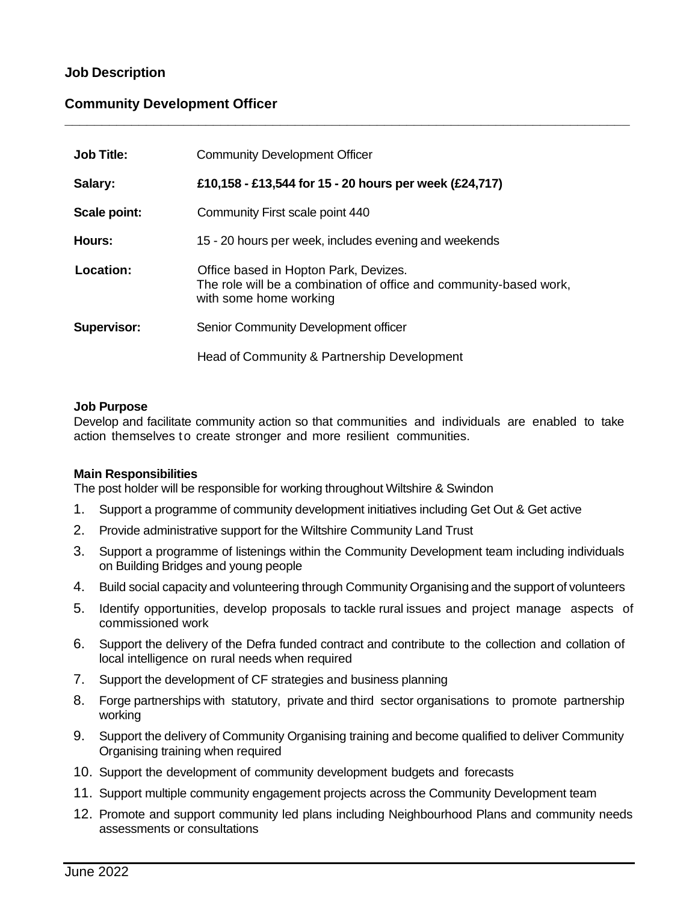## Job Description

## Community Development Officer

---

| | |
|---|---|
| **Job Title:** | Community Development Officer |
| **Salary:** | **£10,158 - £13,544 for 15 - 20 hours per week (£24,717)** |
| **Scale point:** | Community First scale point 440 |
| **Hours:** | 15 - 20 hours per week, includes evening and weekends |
| **Location:** | Office based in Hopton Park, Devizes.<br>The role will be a combination of office and community-based work, with some home working |
| **Supervisor:** | Senior Community Development officer<br><br>Head of Community & Partnership Development |

**Job Purpose**

Develop and facilitate community action so that communities and individuals are enabled to take action themselves to create stronger and more resilient communities.

**Main Responsibilities**

The post holder will be responsible for working throughout Wiltshire & Swindon

1. Support a programme of community development initiatives including Get Out & Get active
2. Provide administrative support for the Wiltshire Community Land Trust
3. Support a programme of listenings within the Community Development team including individuals on Building Bridges and young people
4. Build social capacity and volunteering through Community Organising and the support of volunteers
5. Identify opportunities, develop proposals to tackle rural issues and project manage aspects of commissioned work
6. Support the delivery of the Defra funded contract and contribute to the collection and collation of local intelligence on rural needs when required
7. Support the development of CF strategies and business planning
8. Forge partnerships with statutory, private and third sector organisations to promote partnership working
9. Support the delivery of Community Organising training and become qualified to deliver Community Organising training when required
10. Support the development of community development budgets and forecasts
11. Support multiple community engagement projects across the Community Development team
12. Promote and support community led plans including Neighbourhood Plans and community needs assessments or consultations

June 2022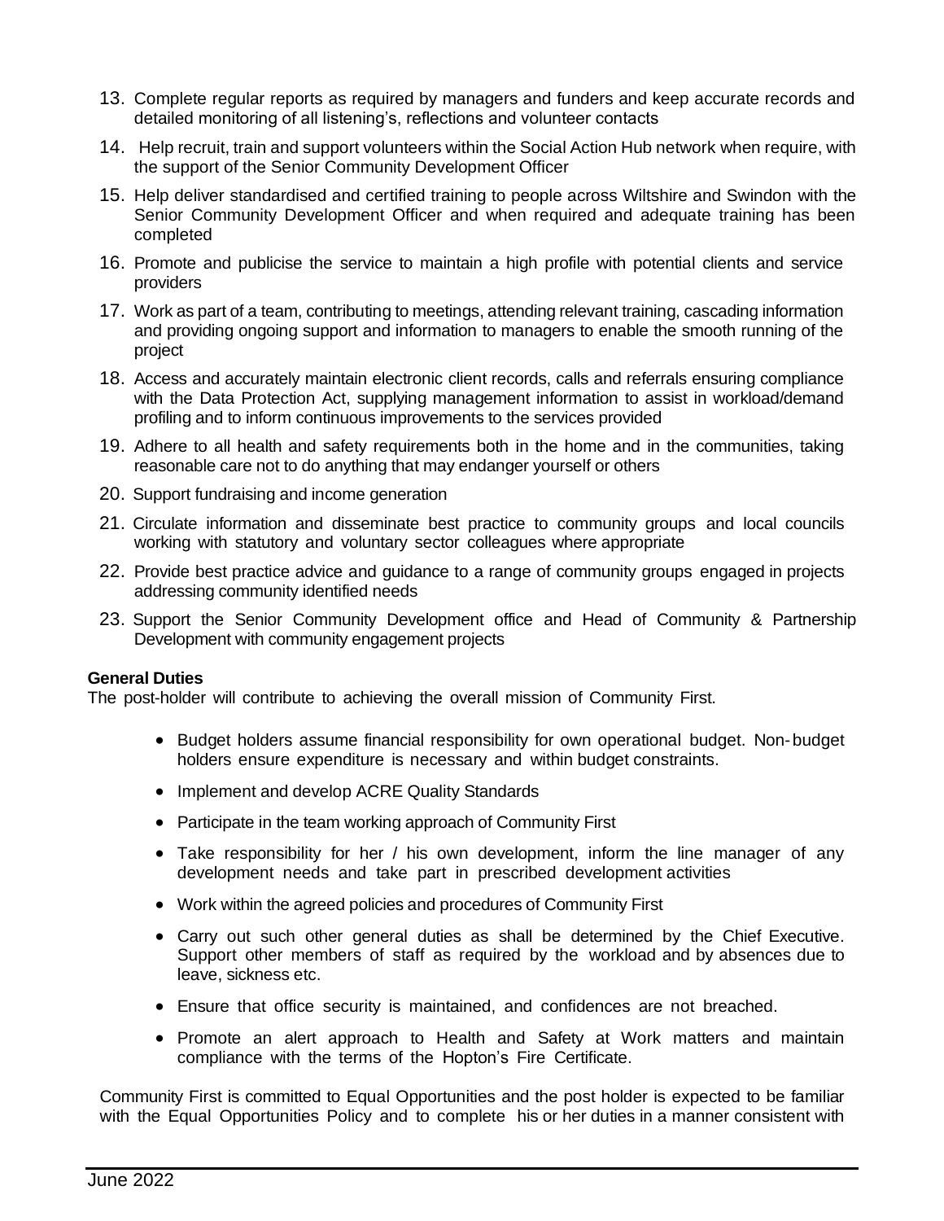13. Complete regular reports as required by managers and funders and keep accurate records and detailed monitoring of all listening's, reflections and volunteer contacts
14. Help recruit, train and support volunteers within the Social Action Hub network when require, with the support of the Senior Community Development Officer
15. Help deliver standardised and certified training to people across Wiltshire and Swindon with the Senior Community Development Officer and when required and adequate training has been completed
16. Promote and publicise the service to maintain a high profile with potential clients and service providers
17. Work as part of a team, contributing to meetings, attending relevant training, cascading information and providing ongoing support and information to managers to enable the smooth running of the project
18. Access and accurately maintain electronic client records, calls and referrals ensuring compliance with the Data Protection Act, supplying management information to assist in workload/demand profiling and to inform continuous improvements to the services provided
19. Adhere to all health and safety requirements both in the home and in the communities, taking reasonable care not to do anything that may endanger yourself or others
20. Support fundraising and income generation
21. Circulate information and disseminate best practice to community groups and local councils working with statutory and voluntary sector colleagues where appropriate
22. Provide best practice advice and guidance to a range of community groups engaged in projects addressing community identified needs
23. Support the Senior Community Development office and Head of Community & Partnership Development with community engagement projects

**General Duties**

The post-holder will contribute to achieving the overall mission of Community First.

- Budget holders assume financial responsibility for own operational budget. Non-budget holders ensure expenditure is necessary and within budget constraints.
- Implement and develop ACRE Quality Standards
- Participate in the team working approach of Community First
- Take responsibility for her / his own development, inform the line manager of any development needs and take part in prescribed development activities
- Work within the agreed policies and procedures of Community First
- Carry out such other general duties as shall be determined by the Chief Executive. Support other members of staff as required by the workload and by absences due to leave, sickness etc.
- Ensure that office security is maintained, and confidences are not breached.
- Promote an alert approach to Health and Safety at Work matters and maintain compliance with the terms of the Hopton's Fire Certificate.

Community First is committed to Equal Opportunities and the post holder is expected to be familiar with the Equal Opportunities Policy and to complete his or her duties in a manner consistent with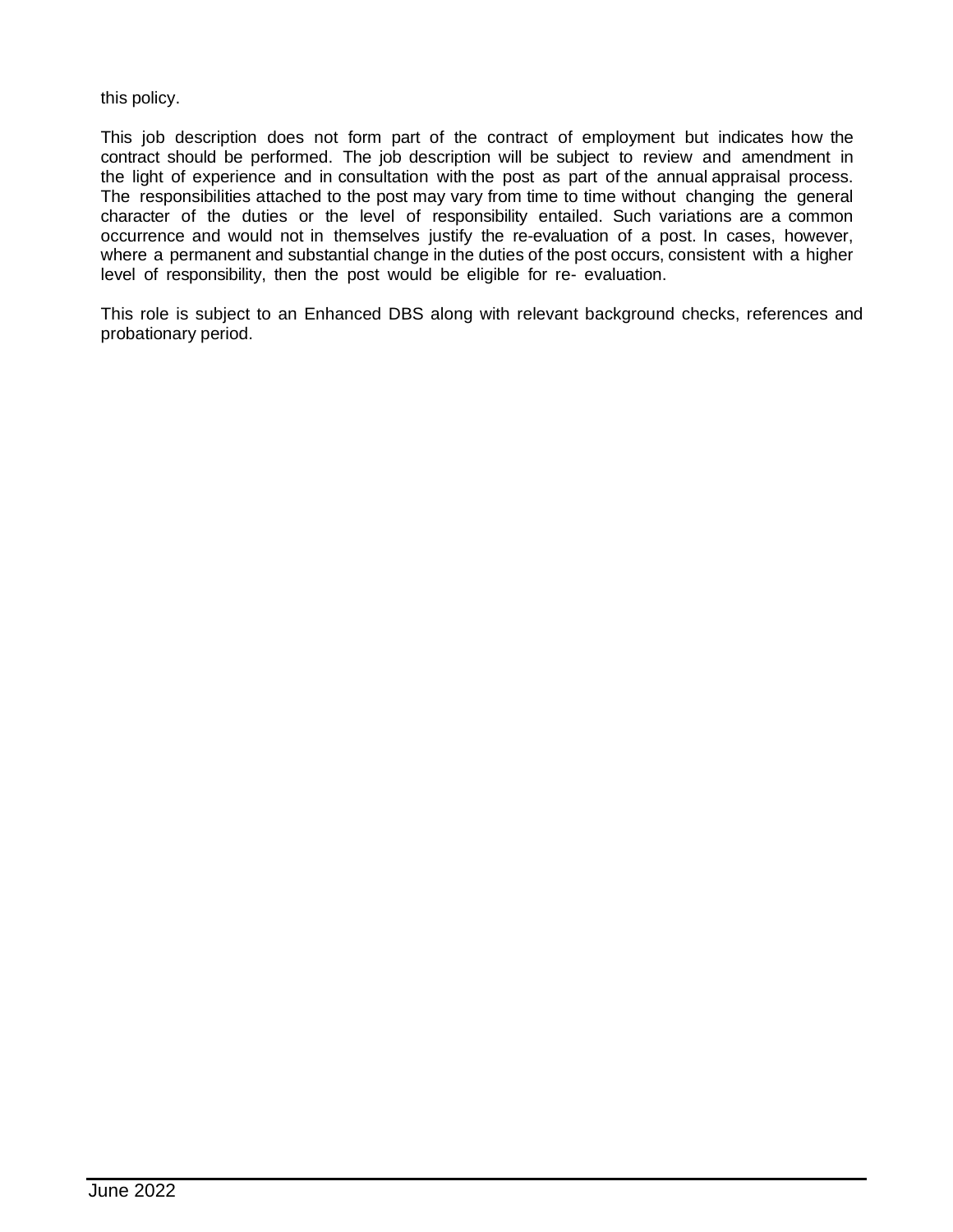this policy.

This job description does not form part of the contract of employment but indicates how the contract should be performed. The job description will be subject to review and amendment in the light of experience and in consultation with the post as part of the annual appraisal process. The responsibilities attached to the post may vary from time to time without changing the general character of the duties or the level of responsibility entailed. Such variations are a common occurrence and would not in themselves justify the re-evaluation of a post. In cases, however, where a permanent and substantial change in the duties of the post occurs, consistent with a higher level of responsibility, then the post would be eligible for re- evaluation.

This role is subject to an Enhanced DBS along with relevant background checks, references and probationary period.

June 2022